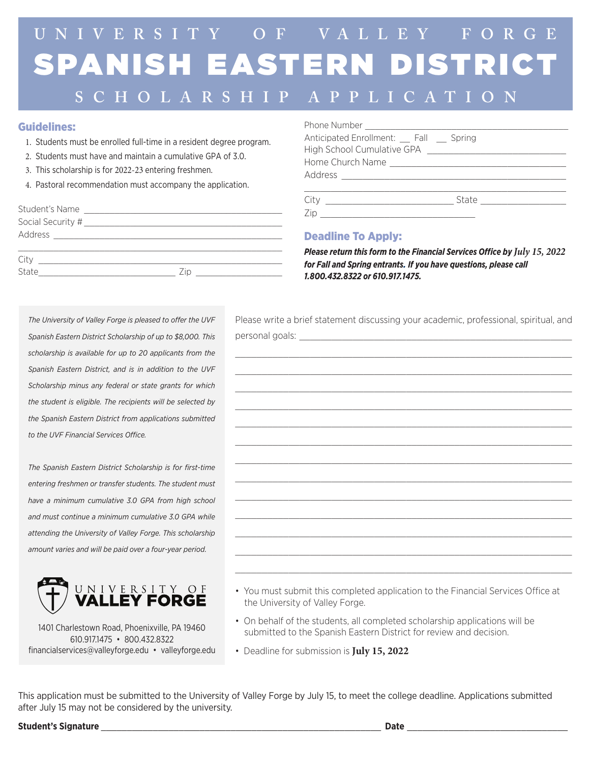# UNIVERSITY OF VALLEY FORGE

# SPANISH EASTERN DISTRICT

## SCHOLARSHIP APPLICATION

### Guidelines:

1. Students must be enrolled full-time in a resident degree program.
2. Students must have and maintain a cumulative GPA of 3.0.
3. This scholarship is for 2022-23 entering freshmen.
4. Pastoral recommendation must accompany the application.

Student's Name ___________________________________________

Social Security # _________________________________________

Address _________________________________________________

_________________________________________________________

City ____________________________________________________

State ___________________________ Zip __________________

Phone Number ____________________________________________

Anticipated Enrollment: __ Fall __ Spring

High School Cumulative GPA ______________________________

Home Church Name _________________________________________

Address _________________________________________________

_________________________________________________________

City ___________________________ State __________________

Zip _____________________________

### Deadline To Apply:

***Please return this form to the Financial Services Office by July 15, 2022 for Fall and Spring entrants. If you have questions, please call 1.800.432.8322 or 610.917.1475.***

*The University of Valley Forge is pleased to offer the UVF Spanish Eastern District Scholarship of up to $8,000. This scholarship is available for up to 20 applicants from the Spanish Eastern District, and is in addition to the UVF Scholarship minus any federal or state grants for which the student is eligible. The recipients will be selected by the Spanish Eastern District from applications submitted to the UVF Financial Services Office.*

*The Spanish Eastern District Scholarship is for first-time entering freshmen or transfer students. The student must have a minimum cumulative 3.0 GPA from high school and must continue a minimum cumulative 3.0 GPA while attending the University of Valley Forge. This scholarship amount varies and will be paid over a four-year period.*

UNIVERSITY OF VALLEY FORGE

1401 Charlestown Road, Phoenixville, PA 19460
610.917.1475 • 800.432.8322
financialservices@valleyforge.edu • valleyforge.edu

Please write a brief statement discussing your academic, professional, spiritual, and personal goals: _________________________________________________

_________________________________________________________

_________________________________________________________

_________________________________________________________

_________________________________________________________

_________________________________________________________

_________________________________________________________

_________________________________________________________

_________________________________________________________

_________________________________________________________

_________________________________________________________

_________________________________________________________

_________________________________________________________

_________________________________________________________

- You must submit this completed application to the Financial Services Office at the University of Valley Forge.
- On behalf of the students, all completed scholarship applications will be submitted to the Spanish Eastern District for review and decision.
- Deadline for submission is **July 15, 2022**

This application must be submitted to the University of Valley Forge by July 15, to meet the college deadline. Applications submitted after July 15 may not be considered by the university.

**Student's Signature** _________________________________________ **Date** ______________________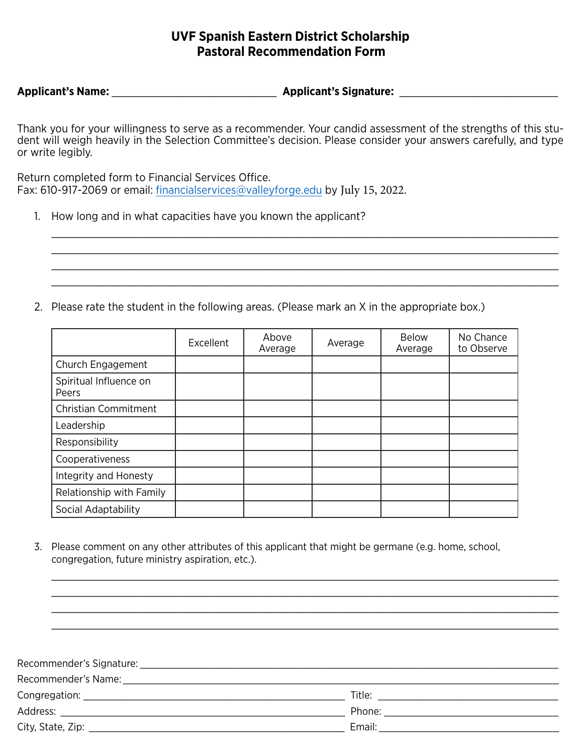# UVF Spanish Eastern District Scholarship
## Pastoral Recommendation Form

**Applicant's Name:** ____________________________ **Applicant's Signature:** ___________________________

Thank you for your willingness to serve as a recommender. Your candid assessment of the strengths of this student will weigh heavily in the Selection Committee's decision. Please consider your answers carefully, and type or write legibly.

Return completed form to Financial Services Office.
Fax: 610-917-2069 or email: financialservices@valleyforge.edu by July 15, 2022.

1. How long and in what capacities have you known the applicant?

   ______________________________________________________________________________
   ______________________________________________________________________________
   ______________________________________________________________________________
   ______________________________________________________________________________

2. Please rate the student in the following areas. (Please mark an X in the appropriate box.)

| | Excellent | Above Average | Average | Below Average | No Chance to Observe |
|---|---|---|---|---|---|
| Church Engagement | | | | | |
| Spiritual Influence on Peers | | | | | |
| Christian Commitment | | | | | |
| Leadership | | | | | |
| Responsibility | | | | | |
| Cooperativeness | | | | | |
| Integrity and Honesty | | | | | |
| Relationship with Family | | | | | |
| Social Adaptability | | | | | |

3. Please comment on any other attributes of this applicant that might be germane (e.g. home, school, congregation, future ministry aspiration, etc.).

   ______________________________________________________________________________
   ______________________________________________________________________________
   ______________________________________________________________________________
   ______________________________________________________________________________

Recommender's Signature: ______________________________________________________________

Recommender's Name: ________________________________________________________________

Congregation: ______________________________________ Title: ___________________________

Address: __________________________________________ Phone: __________________________

City, State, Zip: ____________________________________ Email: __________________________